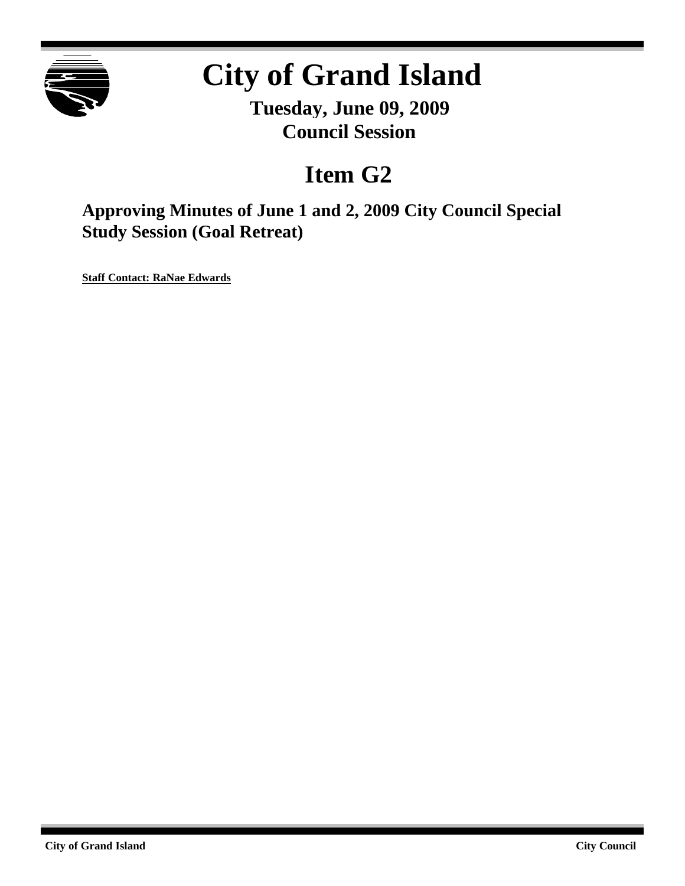# City of Grand Island

**Tuesday, June 09, 2009**
**Council Session**

## Item G2

### Approving Minutes of June 1 and 2, 2009 City Council Special Study Session (Goal Retreat)

**Staff Contact: RaNae Edwards**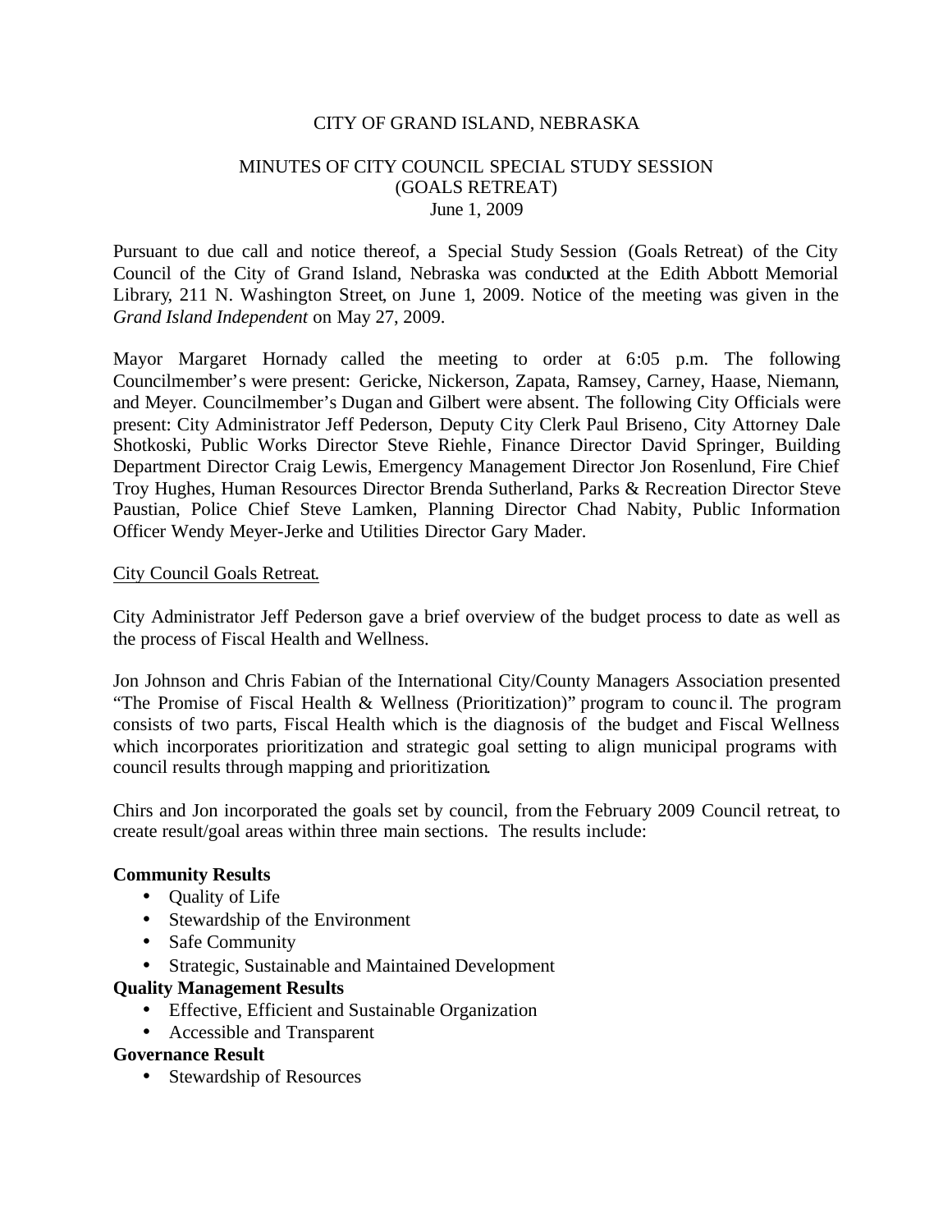CITY OF GRAND ISLAND, NEBRASKA

MINUTES OF CITY COUNCIL SPECIAL STUDY SESSION
(GOALS RETREAT)
June 1, 2009

Pursuant to due call and notice thereof, a Special Study Session (Goals Retreat) of the City Council of the City of Grand Island, Nebraska was conducted at the Edith Abbott Memorial Library, 211 N. Washington Street, on June 1, 2009. Notice of the meeting was given in the *Grand Island Independent* on May 27, 2009.

Mayor Margaret Hornady called the meeting to order at 6:05 p.m. The following Councilmember's were present: Gericke, Nickerson, Zapata, Ramsey, Carney, Haase, Niemann, and Meyer. Councilmember's Dugan and Gilbert were absent. The following City Officials were present: City Administrator Jeff Pederson, Deputy City Clerk Paul Briseno, City Attorney Dale Shotkoski, Public Works Director Steve Riehle, Finance Director David Springer, Building Department Director Craig Lewis, Emergency Management Director Jon Rosenlund, Fire Chief Troy Hughes, Human Resources Director Brenda Sutherland, Parks & Recreation Director Steve Paustian, Police Chief Steve Lamken, Planning Director Chad Nabity, Public Information Officer Wendy Meyer-Jerke and Utilities Director Gary Mader.

City Council Goals Retreat.

City Administrator Jeff Pederson gave a brief overview of the budget process to date as well as the process of Fiscal Health and Wellness.

Jon Johnson and Chris Fabian of the International City/County Managers Association presented "The Promise of Fiscal Health & Wellness (Prioritization)" program to council. The program consists of two parts, Fiscal Health which is the diagnosis of the budget and Fiscal Wellness which incorporates prioritization and strategic goal setting to align municipal programs with council results through mapping and prioritization.

Chirs and Jon incorporated the goals set by council, from the February 2009 Council retreat, to create result/goal areas within three main sections. The results include:

**Community Results**

- Quality of Life
- Stewardship of the Environment
- Safe Community
- Strategic, Sustainable and Maintained Development

**Quality Management Results**

- Effective, Efficient and Sustainable Organization
- Accessible and Transparent

**Governance Result**

- Stewardship of Resources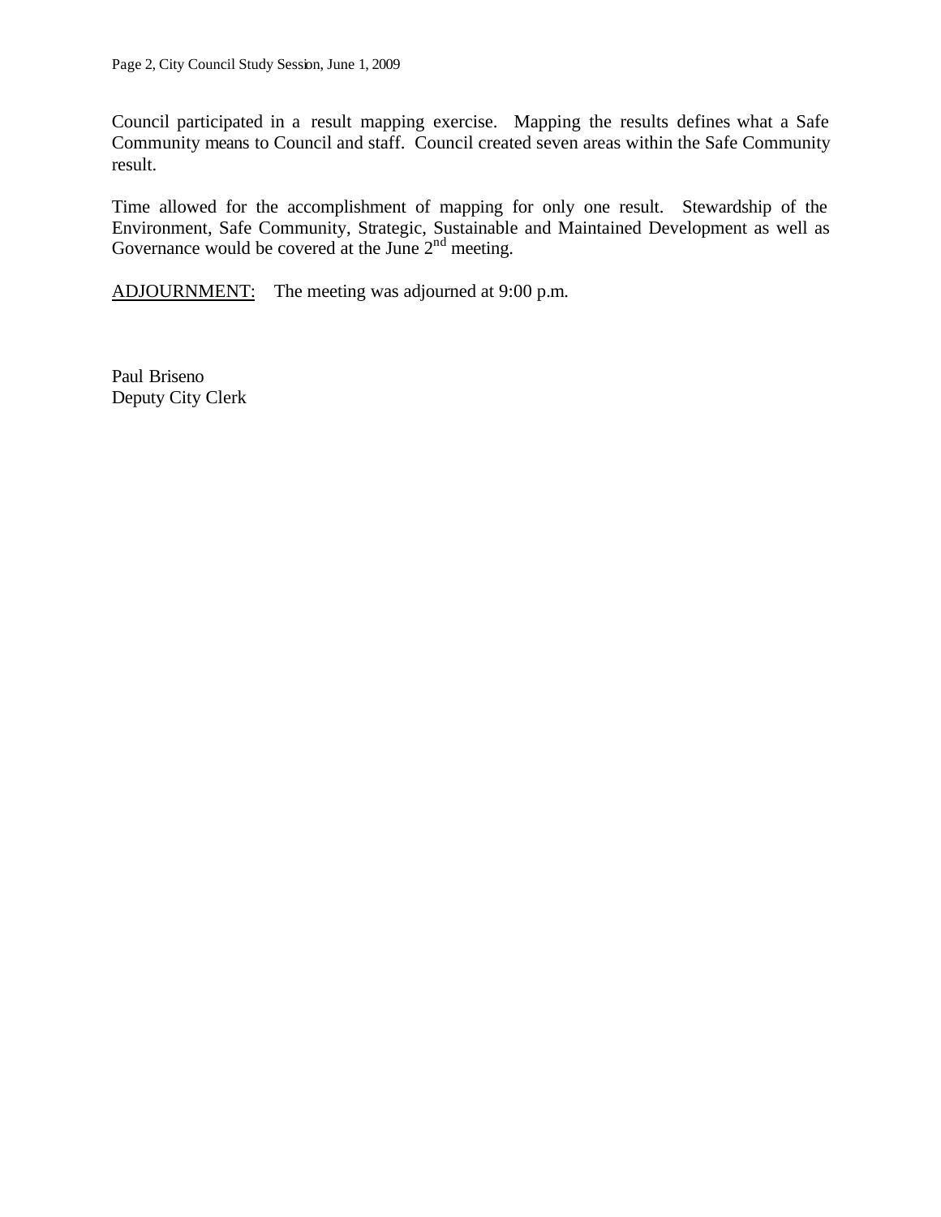Council participated in a result mapping exercise. Mapping the results defines what a Safe Community means to Council and staff. Council created seven areas within the Safe Community result.

Time allowed for the accomplishment of mapping for only one result. Stewardship of the Environment, Safe Community, Strategic, Sustainable and Maintained Development as well as Governance would be covered at the June 2nd meeting.

ADJOURNMENT: The meeting was adjourned at 9:00 p.m.

Paul Briseno
Deputy City Clerk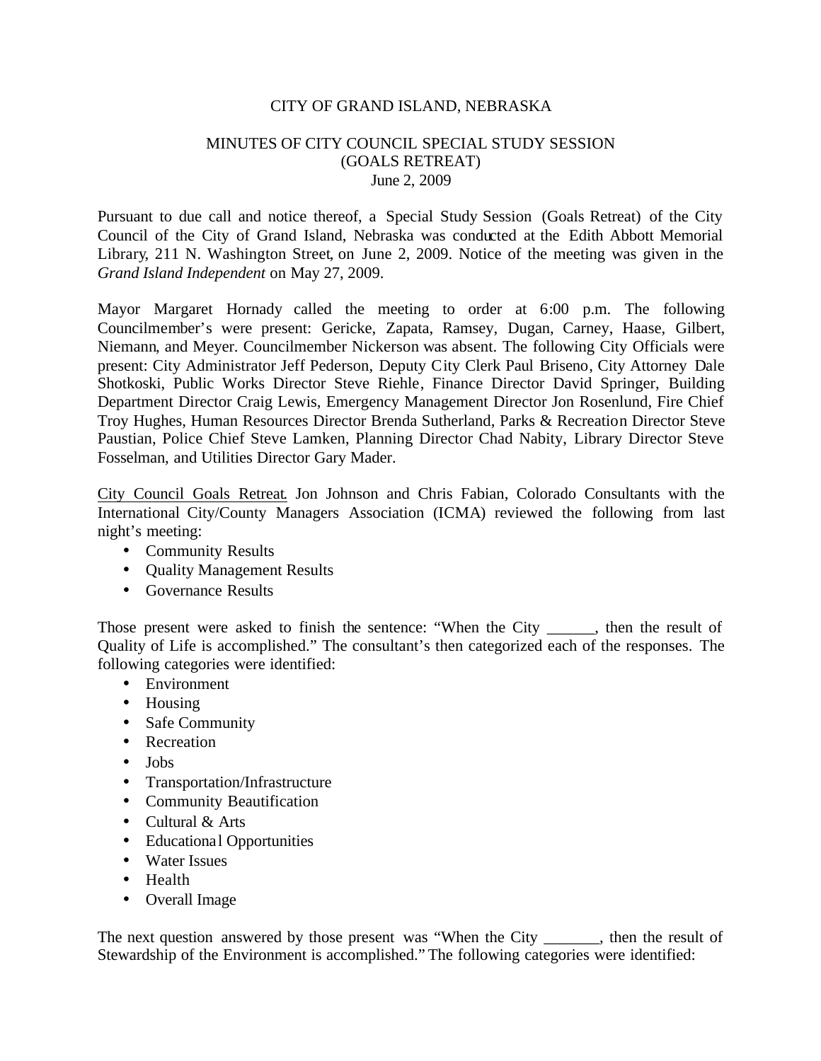CITY OF GRAND ISLAND, NEBRASKA

MINUTES OF CITY COUNCIL SPECIAL STUDY SESSION
(GOALS RETREAT)
June 2, 2009

Pursuant to due call and notice thereof, a Special Study Session (Goals Retreat) of the City Council of the City of Grand Island, Nebraska was conducted at the Edith Abbott Memorial Library, 211 N. Washington Street, on June 2, 2009. Notice of the meeting was given in the *Grand Island Independent* on May 27, 2009.

Mayor Margaret Hornady called the meeting to order at 6:00 p.m. The following Councilmember's were present: Gericke, Zapata, Ramsey, Dugan, Carney, Haase, Gilbert, Niemann, and Meyer. Councilmember Nickerson was absent. The following City Officials were present: City Administrator Jeff Pederson, Deputy City Clerk Paul Briseno, City Attorney Dale Shotkoski, Public Works Director Steve Riehle, Finance Director David Springer, Building Department Director Craig Lewis, Emergency Management Director Jon Rosenlund, Fire Chief Troy Hughes, Human Resources Director Brenda Sutherland, Parks & Recreation Director Steve Paustian, Police Chief Steve Lamken, Planning Director Chad Nabity, Library Director Steve Fosselman, and Utilities Director Gary Mader.

<u>City Council Goals Retreat</u>. Jon Johnson and Chris Fabian, Colorado Consultants with the International City/County Managers Association (ICMA) reviewed the following from last night's meeting:

- Community Results
- Quality Management Results
- Governance Results

Those present were asked to finish the sentence: "When the City ______, then the result of Quality of Life is accomplished." The consultant's then categorized each of the responses. The following categories were identified:

- Environment
- Housing
- Safe Community
- Recreation
- Jobs
- Transportation/Infrastructure
- Community Beautification
- Cultural & Arts
- Educational Opportunities
- Water Issues
- Health
- Overall Image

The next question answered by those present was "When the City _______, then the result of Stewardship of the Environment is accomplished." The following categories were identified: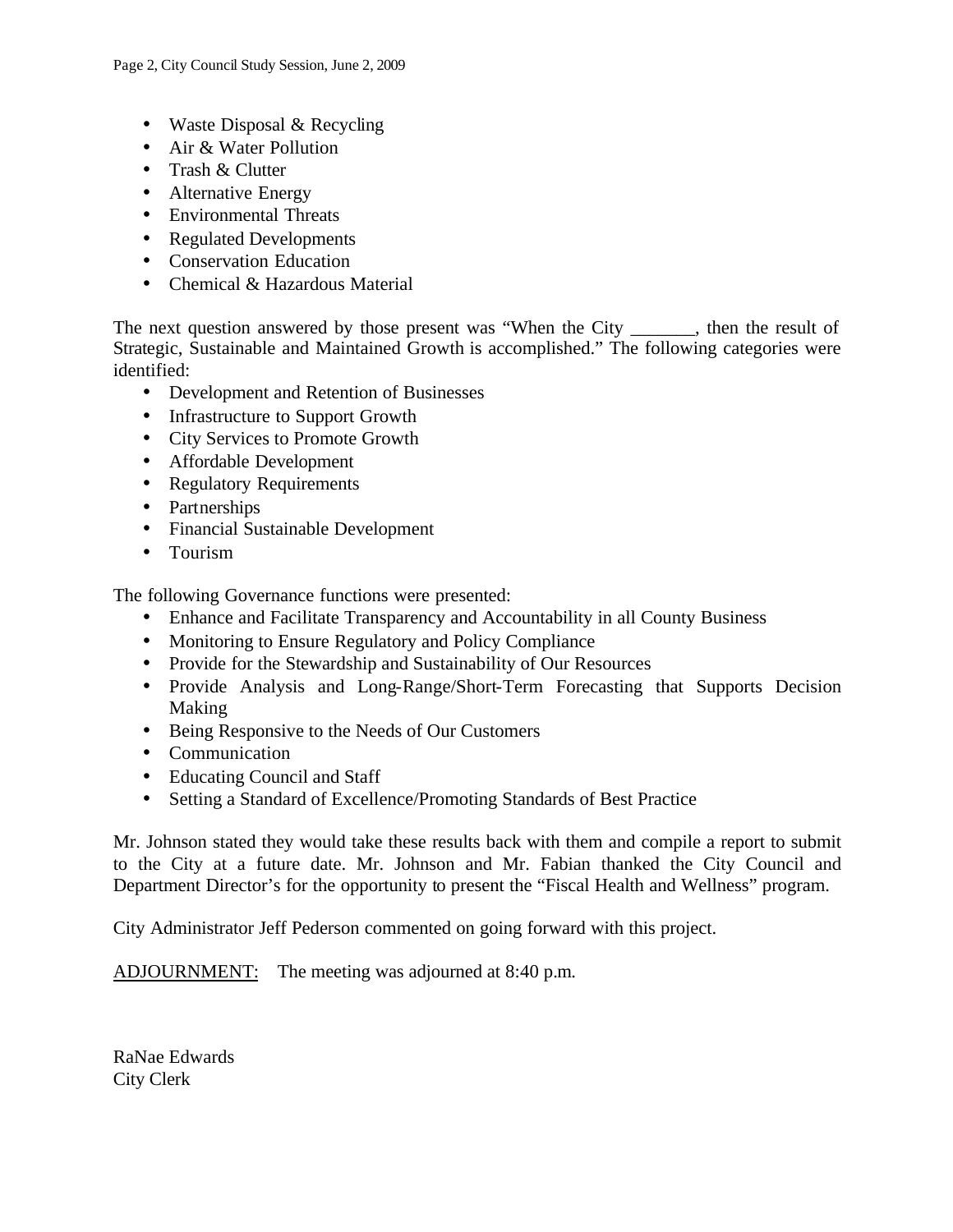- Waste Disposal & Recycling
- Air & Water Pollution
- Trash & Clutter
- Alternative Energy
- Environmental Threats
- Regulated Developments
- Conservation Education
- Chemical & Hazardous Material

The next question answered by those present was "When the City _______, then the result of Strategic, Sustainable and Maintained Growth is accomplished." The following categories were identified:

- Development and Retention of Businesses
- Infrastructure to Support Growth
- City Services to Promote Growth
- Affordable Development
- Regulatory Requirements
- Partnerships
- Financial Sustainable Development
- Tourism

The following Governance functions were presented:

- Enhance and Facilitate Transparency and Accountability in all County Business
- Monitoring to Ensure Regulatory and Policy Compliance
- Provide for the Stewardship and Sustainability of Our Resources
- Provide Analysis and Long-Range/Short-Term Forecasting that Supports Decision Making
- Being Responsive to the Needs of Our Customers
- Communication
- Educating Council and Staff
- Setting a Standard of Excellence/Promoting Standards of Best Practice

Mr. Johnson stated they would take these results back with them and compile a report to submit to the City at a future date. Mr. Johnson and Mr. Fabian thanked the City Council and Department Director's for the opportunity to present the "Fiscal Health and Wellness" program.

City Administrator Jeff Pederson commented on going forward with this project.

ADJOURNMENT: The meeting was adjourned at 8:40 p.m.

RaNae Edwards
City Clerk